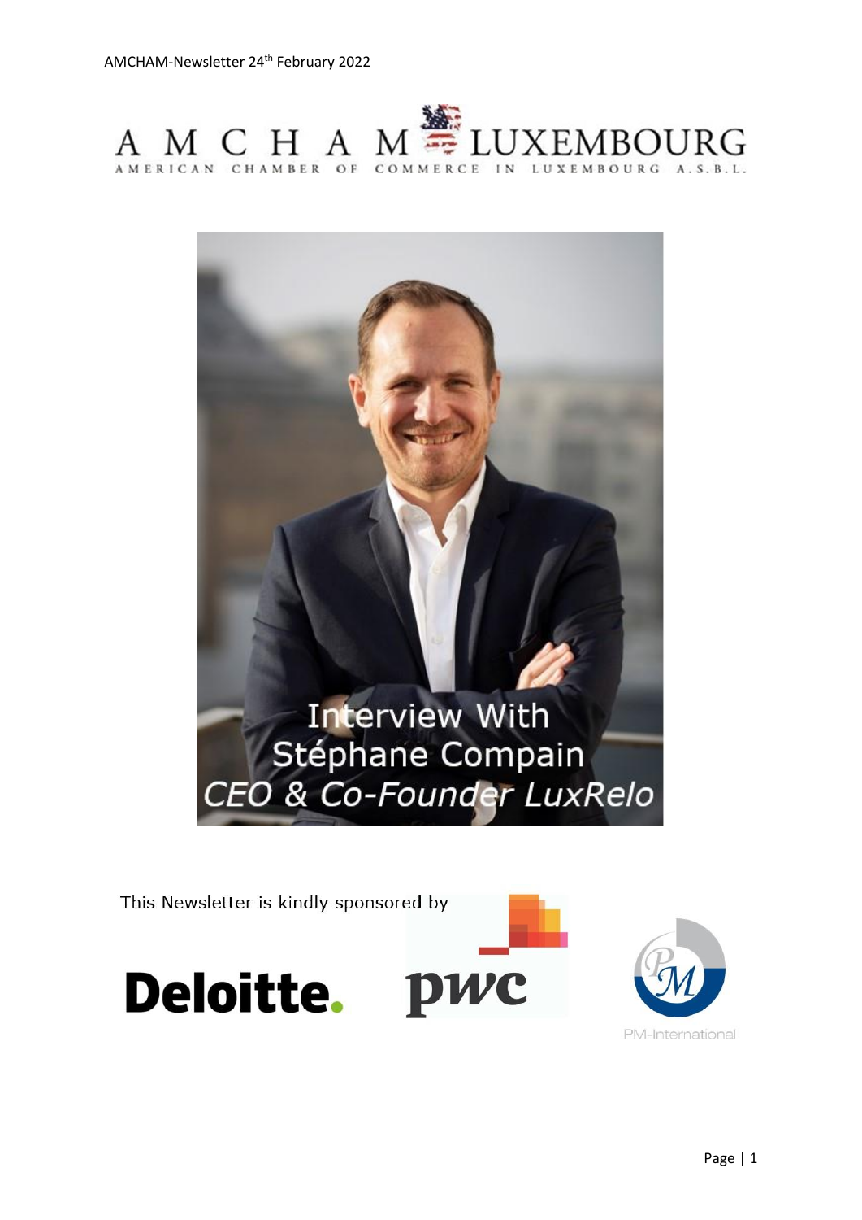AMCHAM-Newsletter 24th February 2022

# AMCHAM LUXEMBOURG

AMERICAN CHAMBER OF COMMERCE IN LUXEMBOURG A.S.B.L.

Interview With
Stéphane Compain
*CEO & Co-Founder LuxRelo*

This Newsletter is kindly sponsored by

Deloitte. pwc PM-International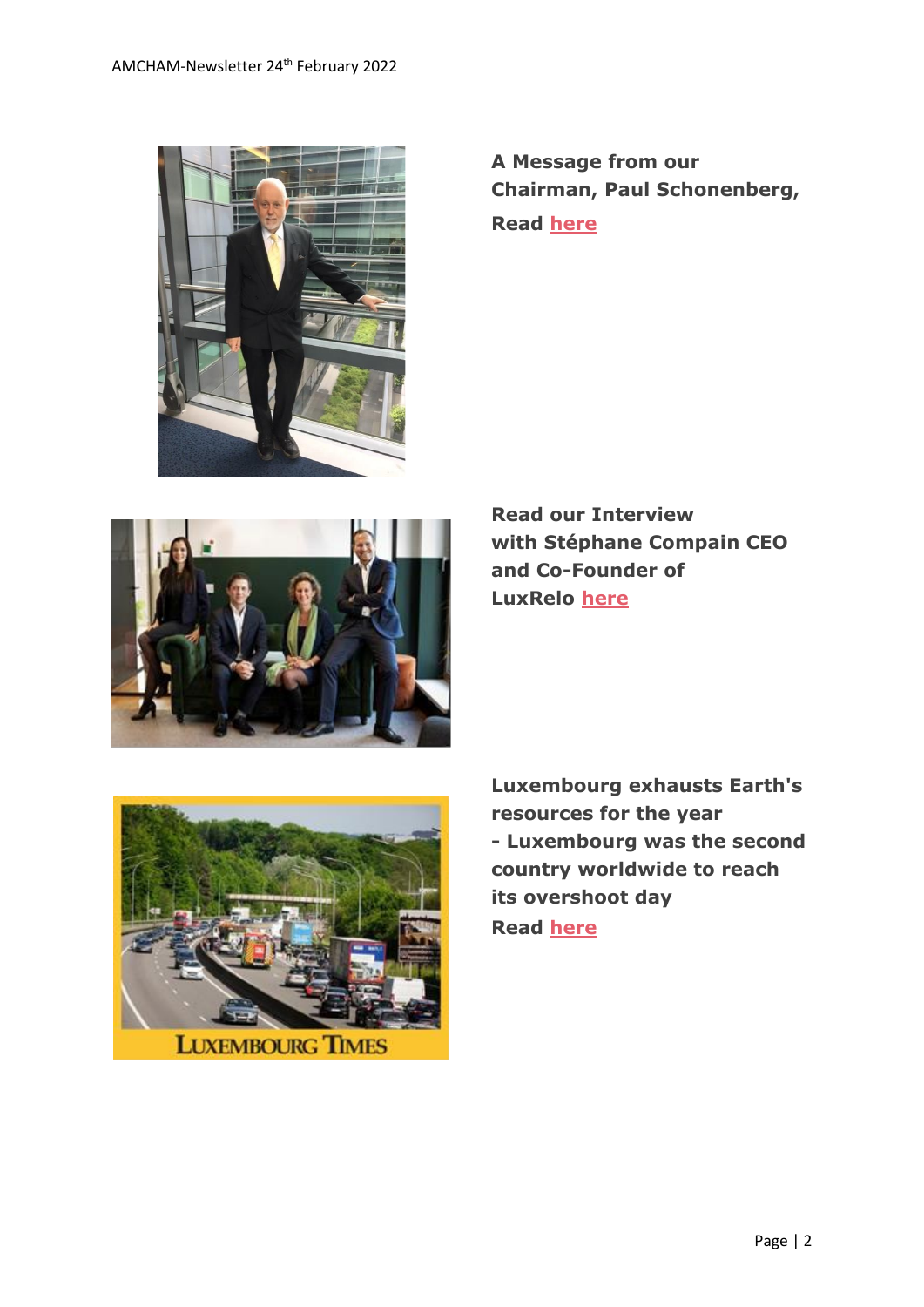**A Message from our Chairman, Paul Schonenberg,**

**Read here**

**Read our Interview with Stéphane Compain CEO and Co-Founder of LuxRelo here**

**Luxembourg exhausts Earth's resources for the year - Luxembourg was the second country worldwide to reach its overshoot day**

**Read here**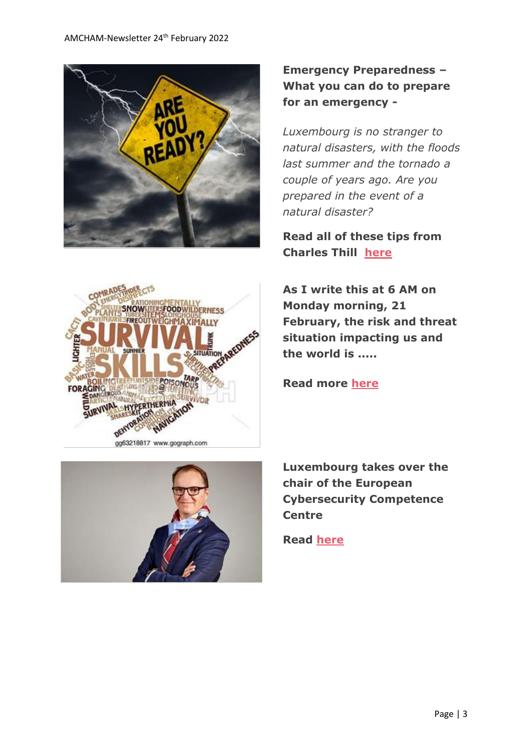**Emergency Preparedness – What you can do to prepare for an emergency -**

*Luxembourg is no stranger to natural disasters, with the floods last summer and the tornado a couple of years ago. Are you prepared in the event of a natural disaster?*

**Read all of these tips from Charles Thill [here](#)**

**As I write this at 6 AM on Monday morning, 21 February, the risk and threat situation impacting us and the world is .....**

**Read more [here](#)**

**Luxembourg takes over the chair of the European Cybersecurity Competence Centre**

**Read [here](#)**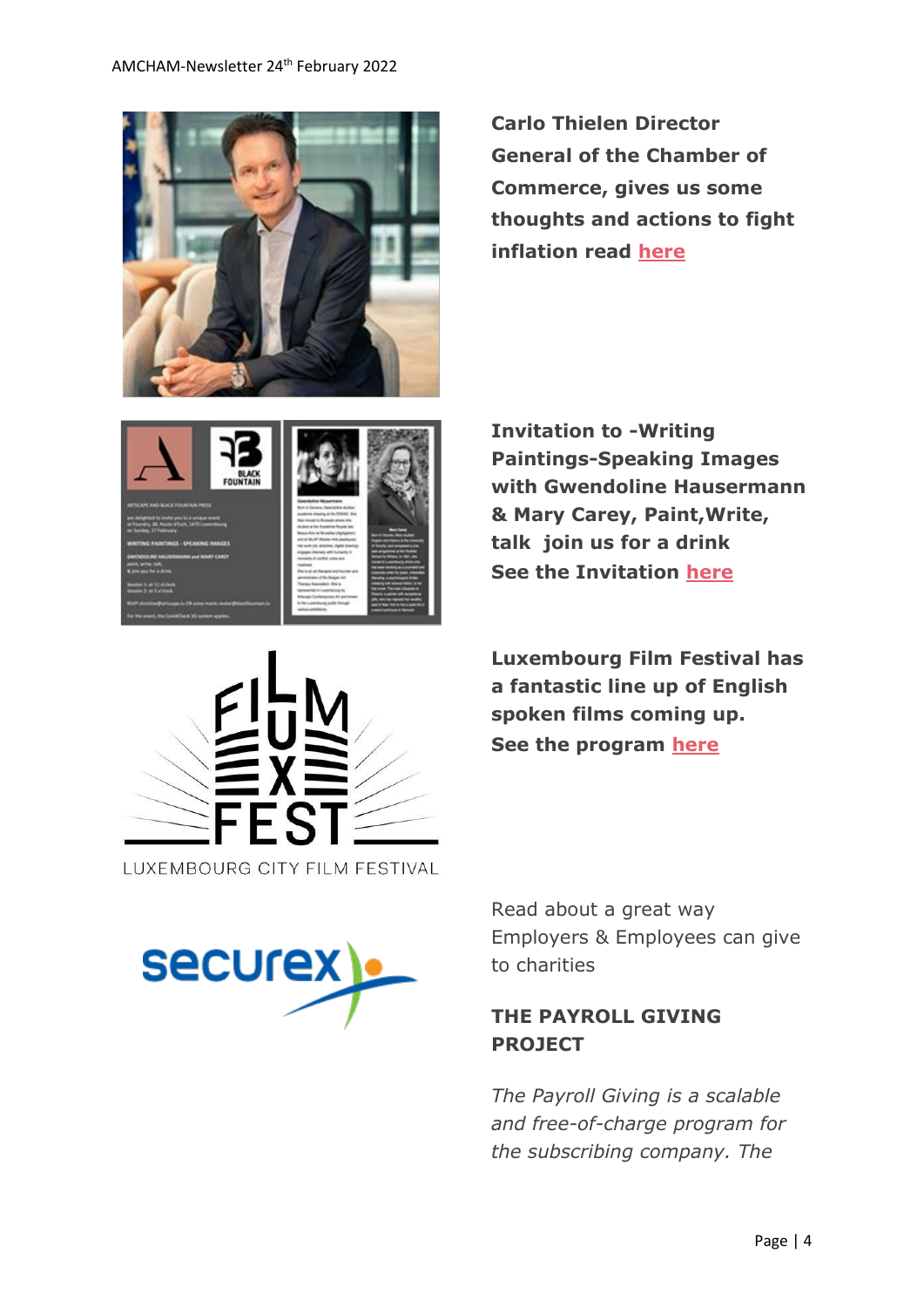**Carlo Thielen Director General of the Chamber of Commerce, gives us some thoughts and actions to fight inflation read here**

**Invitation to -Writing Paintings-Speaking Images with Gwendoline Hausermann & Mary Carey, Paint,Write, talk join us for a drink**
**See the Invitation here**

**Luxembourg Film Festival has a fantastic line up of English spoken films coming up.**
**See the program here**

Read about a great way Employers & Employees can give to charities

**THE PAYROLL GIVING PROJECT**

*The Payroll Giving is a scalable and free-of-charge program for the subscribing company. The*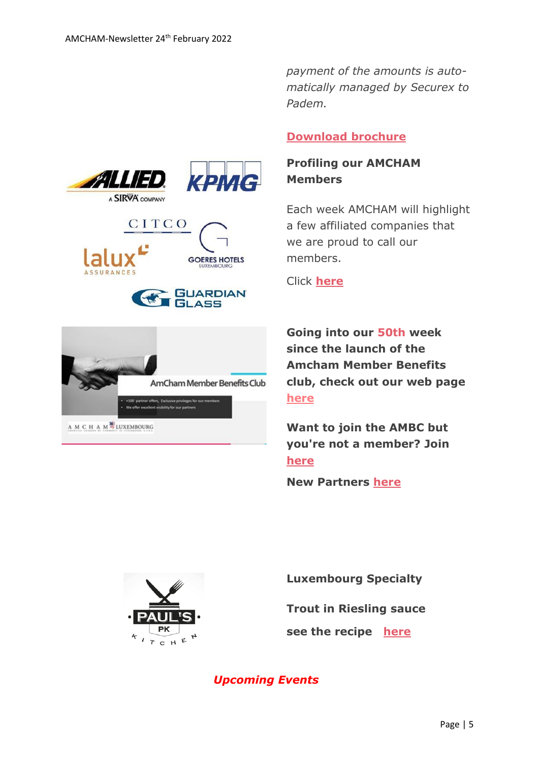*payment of the amounts is automatically managed by Securex to Padem.*

**Download brochure**

**Profiling our AMCHAM Members**

Each week AMCHAM will highlight a few affiliated companies that we are proud to call our members.

Click **here**

**Going into our 50th week since the launch of the Amcham Member Benefits club, check out our web page here**

**Want to join the AMBC but you're not a member? Join here**

**New Partners here**

**Luxembourg Specialty**

**Trout in Riesling sauce**

**see the recipe here**

***Upcoming Events***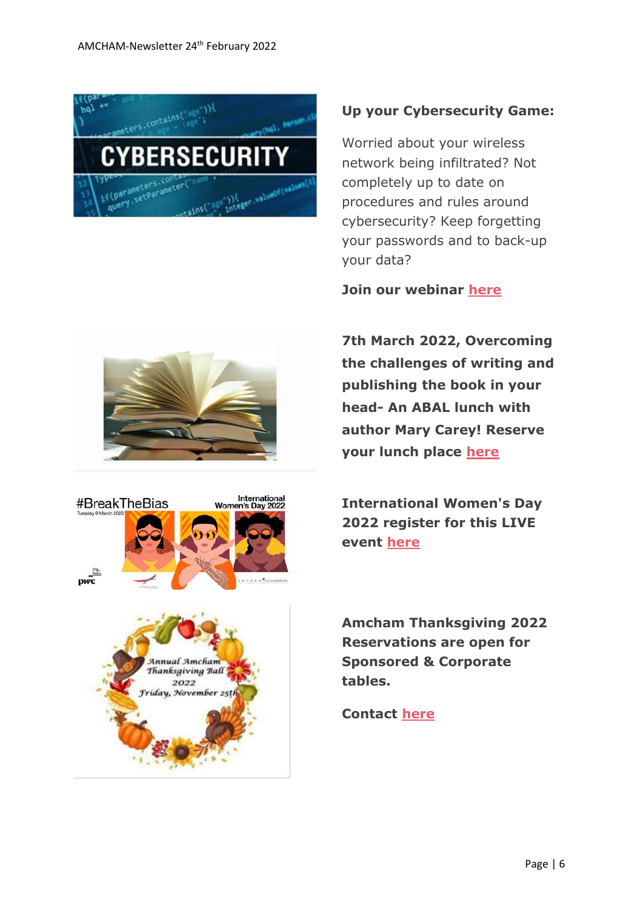**Up your Cybersecurity Game:**

Worried about your wireless network being infiltrated? Not completely up to date on procedures and rules around cybersecurity? Keep forgetting your passwords and to back-up your data?

**Join our webinar here**

**7th March 2022, Overcoming the challenges of writing and publishing the book in your head- An ABAL lunch with author Mary Carey! Reserve your lunch place here**

**International Women's Day 2022 register for this LIVE event here**

**Amcham Thanksgiving 2022 Reservations are open for Sponsored & Corporate tables.**

**Contact here**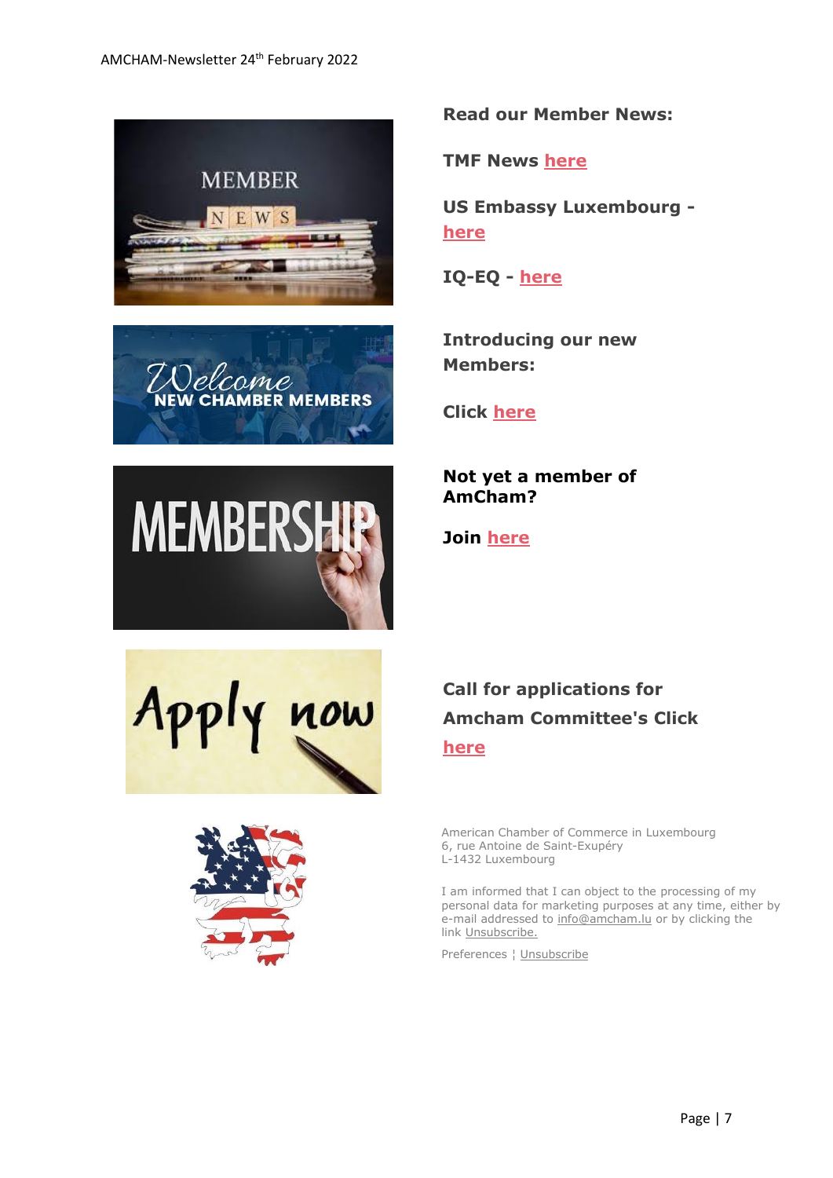**Read our Member News:**

**TMF News here**

**US Embassy Luxembourg - here**

**IQ-EQ - here**

**Introducing our new Members:**

**Click here**

**Not yet a member of AmCham?**

**Join here**

**Call for applications for Amcham Committee's Click here**

American Chamber of Commerce in Luxembourg
6, rue Antoine de Saint-Exupéry
L-1432 Luxembourg

I am informed that I can object to the processing of my personal data for marketing purposes at any time, either by e-mail addressed to info@amcham.lu or by clicking the link Unsubscribe.

Preferences ¦ Unsubscribe